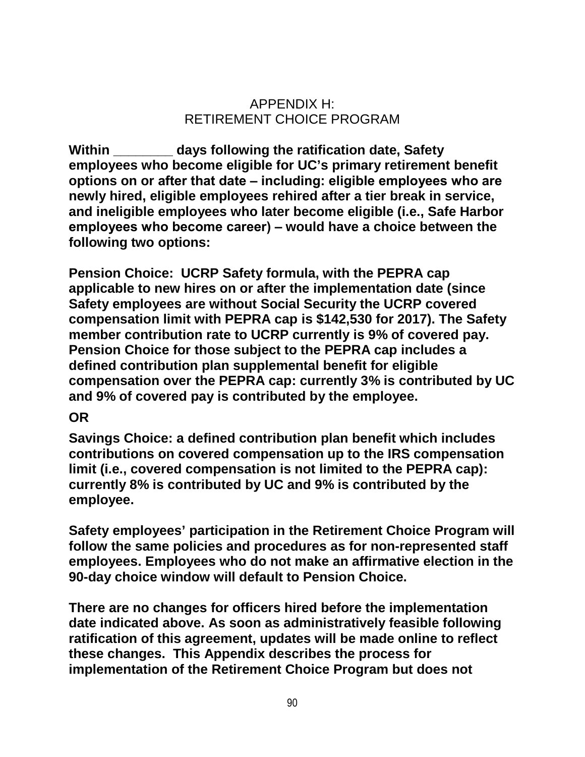# APPENDIX H:
# RETIREMENT CHOICE PROGRAM

**Within ________ days following the ratification date, Safety employees who become eligible for UC's primary retirement benefit options on or after that date – including: eligible employees who are newly hired, eligible employees rehired after a tier break in service, and ineligible employees who later become eligible (i.e., Safe Harbor employees who become career) – would have a choice between the following two options:**

**Pension Choice: UCRP Safety formula, with the PEPRA cap applicable to new hires on or after the implementation date (since Safety employees are without Social Security the UCRP covered compensation limit with PEPRA cap is $142,530 for 2017). The Safety member contribution rate to UCRP currently is 9% of covered pay. Pension Choice for those subject to the PEPRA cap includes a defined contribution plan supplemental benefit for eligible compensation over the PEPRA cap: currently 3% is contributed by UC and 9% of covered pay is contributed by the employee.**

**OR**

**Savings Choice: a defined contribution plan benefit which includes contributions on covered compensation up to the IRS compensation limit (i.e., covered compensation is not limited to the PEPRA cap): currently 8% is contributed by UC and 9% is contributed by the employee.**

**Safety employees' participation in the Retirement Choice Program will follow the same policies and procedures as for non-represented staff employees. Employees who do not make an affirmative election in the 90-day choice window will default to Pension Choice.**

**There are no changes for officers hired before the implementation date indicated above. As soon as administratively feasible following ratification of this agreement, updates will be made online to reflect these changes. This Appendix describes the process for implementation of the Retirement Choice Program but does not**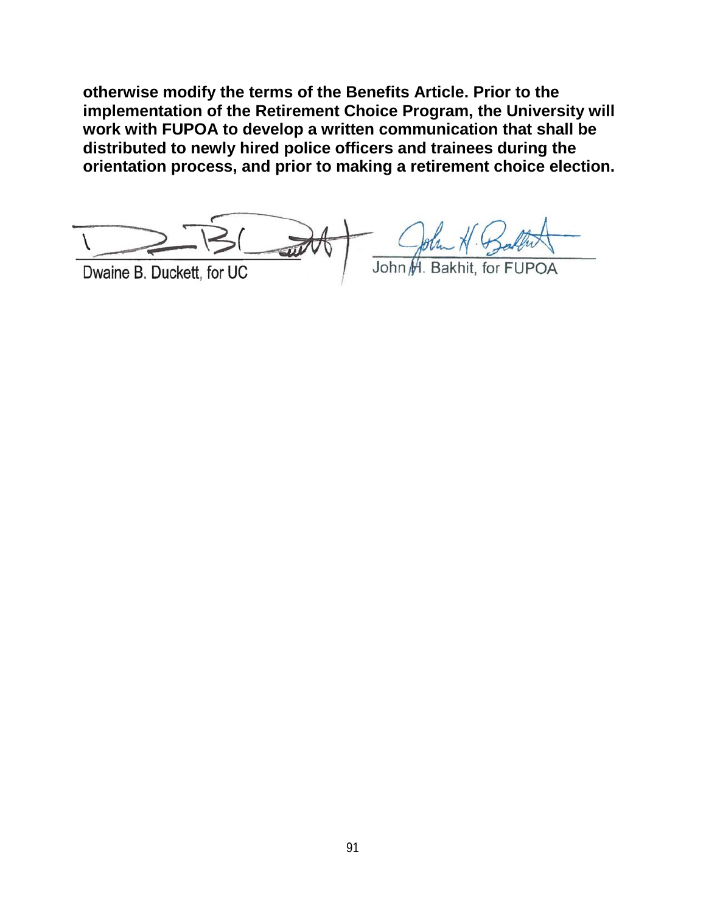**otherwise modify the terms of the Benefits Article. Prior to the implementation of the Retirement Choice Program, the University will work with FUPOA to develop a written communication that shall be distributed to newly hired police officers and trainees during the orientation process, and prior to making a retirement choice election.**

Dwaine B. Duckett, for UC

John H. Bakhit, for FUPOA